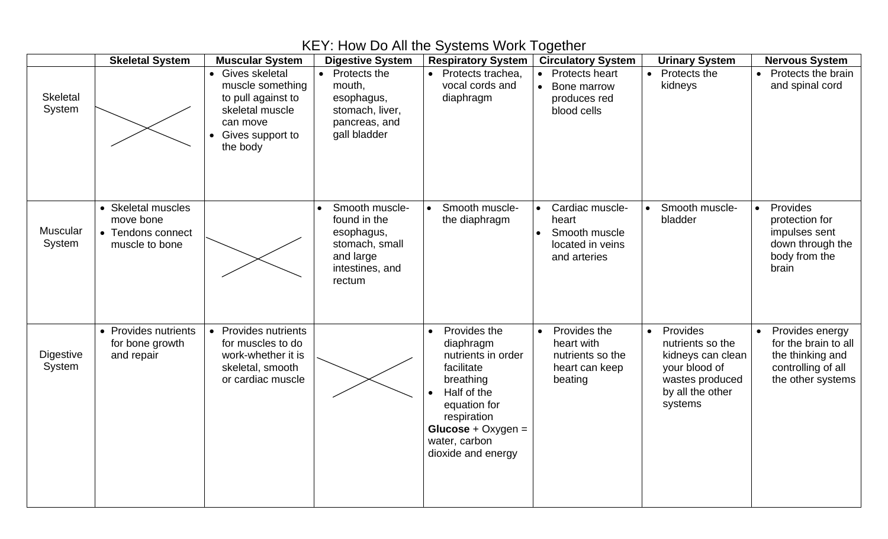# KEY: How Do All the Systems Work Together

| | Skeletal System | Muscular System | Digestive System | Respiratory System | Circulatory System | Urinary System | Nervous System |
|---|---|---|---|---|---|---|---|
| Skeletal System | X | • Gives skeletal muscle something to pull against to skeletal muscle can move<br>• Gives support to the body | • Protects the mouth, esophagus, stomach, liver, pancreas, and gall bladder | • Protects trachea, vocal cords and diaphragm | • Protects heart<br>• Bone marrow produces red blood cells | • Protects the kidneys | • Protects the brain and spinal cord |
| Muscular System | • Skeletal muscles move bone<br>• Tendons connect muscle to bone | X | • Smooth muscle- found in the esophagus, stomach, small and large intestines, and rectum | • Smooth muscle- the diaphragm | • Cardiac muscle- heart<br>• Smooth muscle located in veins and arteries | • Smooth muscle- bladder | • Provides protection for impulses sent down through the body from the brain |
| Digestive System | • Provides nutrients for bone growth and repair | • Provides nutrients for muscles to do work-whether it is skeletal, smooth or cardiac muscle | X | • Provides the diaphragm nutrients in order facilitate breathing<br>• Half of the equation for respiration<br>**Glucose** + Oxygen = water, carbon dioxide and energy | • Provides the heart with nutrients so the heart can keep beating | • Provides nutrients so the kidneys can clean your blood of wastes produced by all the other systems | • Provides energy for the brain to all the thinking and controlling of all the other systems |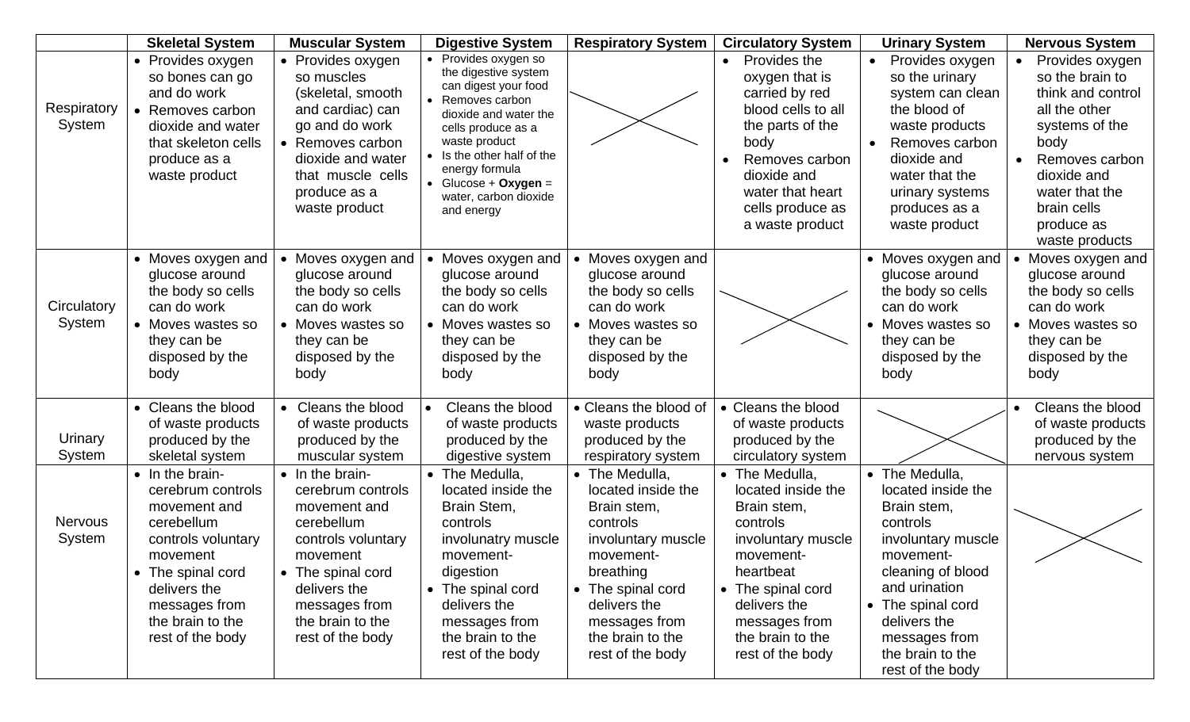| | Skeletal System | Muscular System | Digestive System | Respiratory System | Circulatory System | Urinary System | Nervous System |
|---|---|---|---|---|---|---|---|
| Respiratory System | • Provides oxygen so bones can go and do work<br>• Removes carbon dioxide and water that skeleton cells produce as a waste product | • Provides oxygen so muscles (skeletal, smooth and cardiac) can go and do work<br>• Removes carbon dioxide and water that muscle cells produce as a waste product | • Provides oxygen so the digestive system can digest your food<br>• Removes carbon dioxide and water the cells produce as a waste product<br>• Is the other half of the energy formula<br>• Glucose + **Oxygen** = water, carbon dioxide and energy | X | • Provides the oxygen that is carried by red blood cells to all the parts of the body<br>• Removes carbon dioxide and water that heart cells produce as a waste product | • Provides oxygen so the urinary system can clean the blood of waste products<br>• Removes carbon dioxide and water that the urinary systems produces as a waste product | • Provides oxygen so the brain to think and control all the other systems of the body<br>• Removes carbon dioxide and water that the brain cells produce as waste products |
| Circulatory System | • Moves oxygen and glucose around the body so cells can do work<br>• Moves wastes so they can be disposed by the body | • Moves oxygen and glucose around the body so cells can do work<br>• Moves wastes so they can be disposed by the body | • Moves oxygen and glucose around the body so cells can do work<br>• Moves wastes so they can be disposed by the body | • Moves oxygen and glucose around the body so cells can do work<br>• Moves wastes so they can be disposed by the body | X | • Moves oxygen and glucose around the body so cells can do work<br>• Moves wastes so they can be disposed by the body | • Moves oxygen and glucose around the body so cells can do work<br>• Moves wastes so they can be disposed by the body |
| Urinary System | • Cleans the blood of waste products produced by the skeletal system | • Cleans the blood of waste products produced by the muscular system | • Cleans the blood of waste products produced by the digestive system | • Cleans the blood of waste products produced by the respiratory system | • Cleans the blood of waste products produced by the circulatory system | X | • Cleans the blood of waste products produced by the nervous system |
| Nervous System | • In the brain-cerebrum controls movement and cerebellum controls voluntary movement<br>• The spinal cord delivers the messages from the brain to the rest of the body | • In the brain-cerebrum controls movement and cerebellum controls voluntary movement<br>• The spinal cord delivers the messages from the brain to the rest of the body | • The Medulla, located inside the Brain Stem, controls involuntry muscle movement-digestion<br>• The spinal cord delivers the messages from the brain to the rest of the body | • The Medulla, located inside the Brain stem, controls involuntary muscle movement-breathing<br>• The spinal cord delivers the messages from the brain to the rest of the body | • The Medulla, located inside the Brain stem, controls involuntary muscle movement-heartbeat<br>• The spinal cord delivers the messages from the brain to the rest of the body | • The Medulla, located inside the Brain stem, controls involuntary muscle movement-cleaning of blood and urination<br>• The spinal cord delivers the messages from the brain to the rest of the body | X |